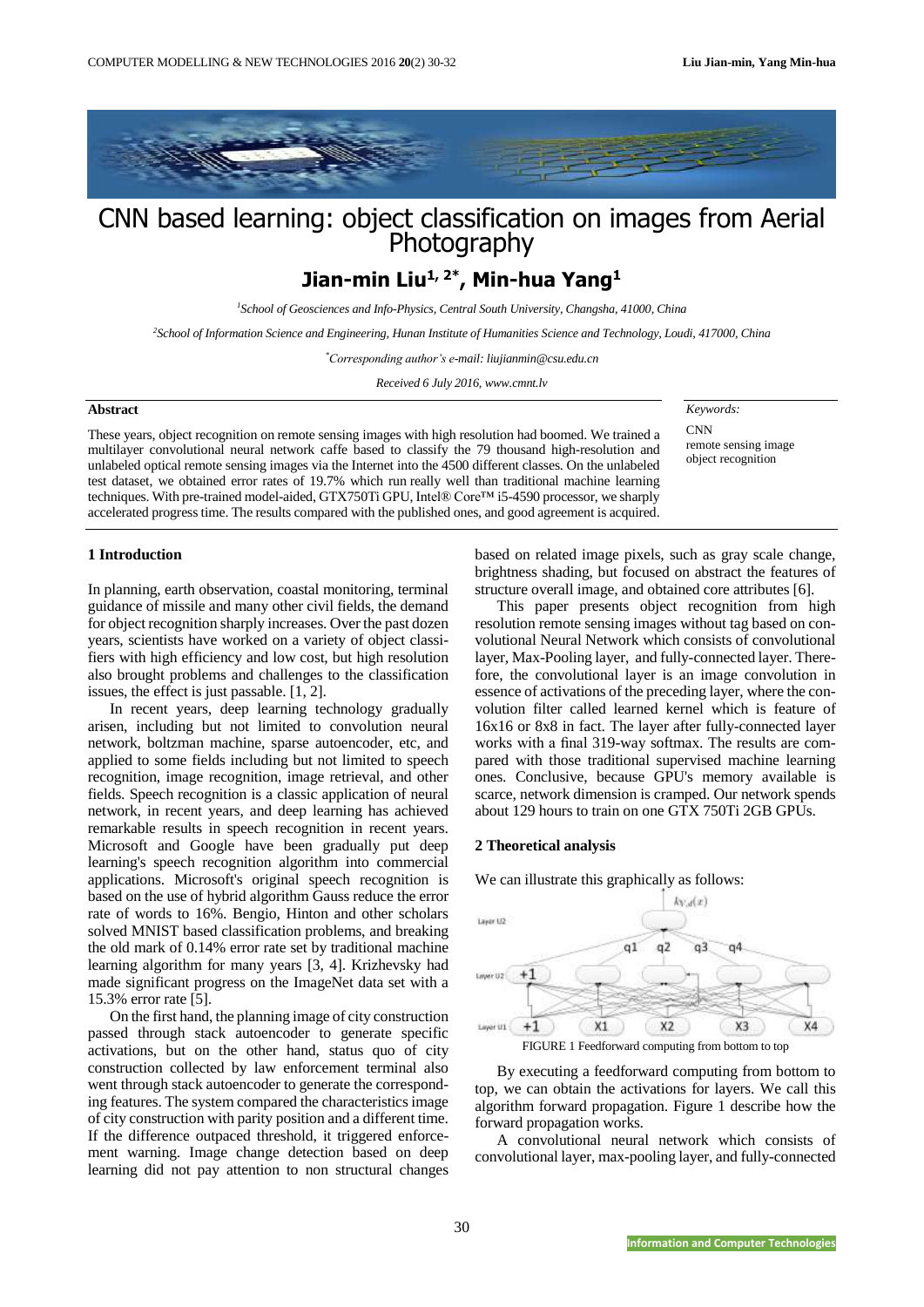# CNN based learning: object classification on images from Aerial Photography

**Jian-min Liu[1, 2*], Min-hua Yang[1]**

*[1]School of Geosciences and Info-Physics, Central South University, Changsha, 41000, China*

*[2]School of Information Science and Engineering, Hunan Institute of Humanities Science and Technology, Loudi, 417000, China*

*[*]Corresponding author's e-mail: liujianmin@csu.edu.cn*

*Received 6 July 2016, www.cmnt.lv*

**Abstract**

These years, object recognition on remote sensing images with high resolution had boomed. We trained a multilayer convolutional neural network caffe based to classify the 79 thousand high-resolution and unlabeled optical remote sensing images via the Internet into the 4500 different classes. On the unlabeled test dataset, we obtained error rates of 19.7% which run really well than traditional machine learning techniques. With pre-trained model-aided, GTX750Ti GPU, Intel® Core™ i5-4590 processor, we sharply accelerated progress time. The results compared with the published ones, and good agreement is acquired.

*Keywords:*
CNN
remote sensing image
object recognition

## 1 Introduction

In planning, earth observation, coastal monitoring, terminal guidance of missile and many other civil fields, the demand for object recognition sharply increases. Over the past dozen years, scientists have worked on a variety of object classifiers with high efficiency and low cost, but high resolution also brought problems and challenges to the classification issues, the effect is just passable. [1, 2].

In recent years, deep learning technology gradually arisen, including but not limited to convolution neural network, boltzman machine, sparse autoencoder, etc, and applied to some fields including but not limited to speech recognition, image recognition, image retrieval, and other fields. Speech recognition is a classic application of neural network, in recent years, and deep learning has achieved remarkable results in speech recognition in recent years. Microsoft and Google have been gradually put deep learning's speech recognition algorithm into commercial applications. Microsoft's original speech recognition is based on the use of hybrid algorithm Gauss reduce the error rate of words to 16%. Bengio, Hinton and other scholars solved MNIST based classification problems, and breaking the old mark of 0.14% error rate set by traditional machine learning algorithm for many years [3, 4]. Krizhevsky had made significant progress on the ImageNet data set with a 15.3% error rate [5].

On the first hand, the planning image of city construction passed through stack autoencoder to generate specific activations, but on the other hand, status quo of city construction collected by law enforcement terminal also went through stack autoencoder to generate the corresponding features. The system compared the characteristics image of city construction with parity position and a different time. If the difference outpaced threshold, it triggered enforcement warning. Image change detection based on deep learning did not pay attention to non structural changes based on related image pixels, such as gray scale change, brightness shading, but focused on abstract the features of structure overall image, and obtained core attributes [6].

This paper presents object recognition from high resolution remote sensing images without tag based on convolutional Neural Network which consists of convolutional layer, Max-Pooling layer, and fully-connected layer. Therefore, the convolutional layer is an image convolution in essence of activations of the preceding layer, where the convolution filter called learned kernel which is feature of 16x16 or 8x8 in fact. The layer after fully-connected layer works with a final 319-way softmax. The results are compared with those traditional supervised machine learning ones. Conclusive, because GPU's memory available is scarce, network dimension is cramped. Our network spends about 129 hours to train on one GTX 750Ti 2GB GPUs.

## 2 Theoretical analysis

We can illustrate this graphically as follows:

$h_{V,d}(x)$

Layer U2

q1 q2 q3 q4

Layer U2 +1

Layer U1 +1 X1 X2 X3 X4

FIGURE 1 Feedforward computing from bottom to top

By executing a feedforward computing from bottom to top, we can obtain the activations for layers. We call this algorithm forward propagation. Figure 1 describe how the forward propagation works.

A convolutional neural network which consists of convolutional layer, max-pooling layer, and fully-connected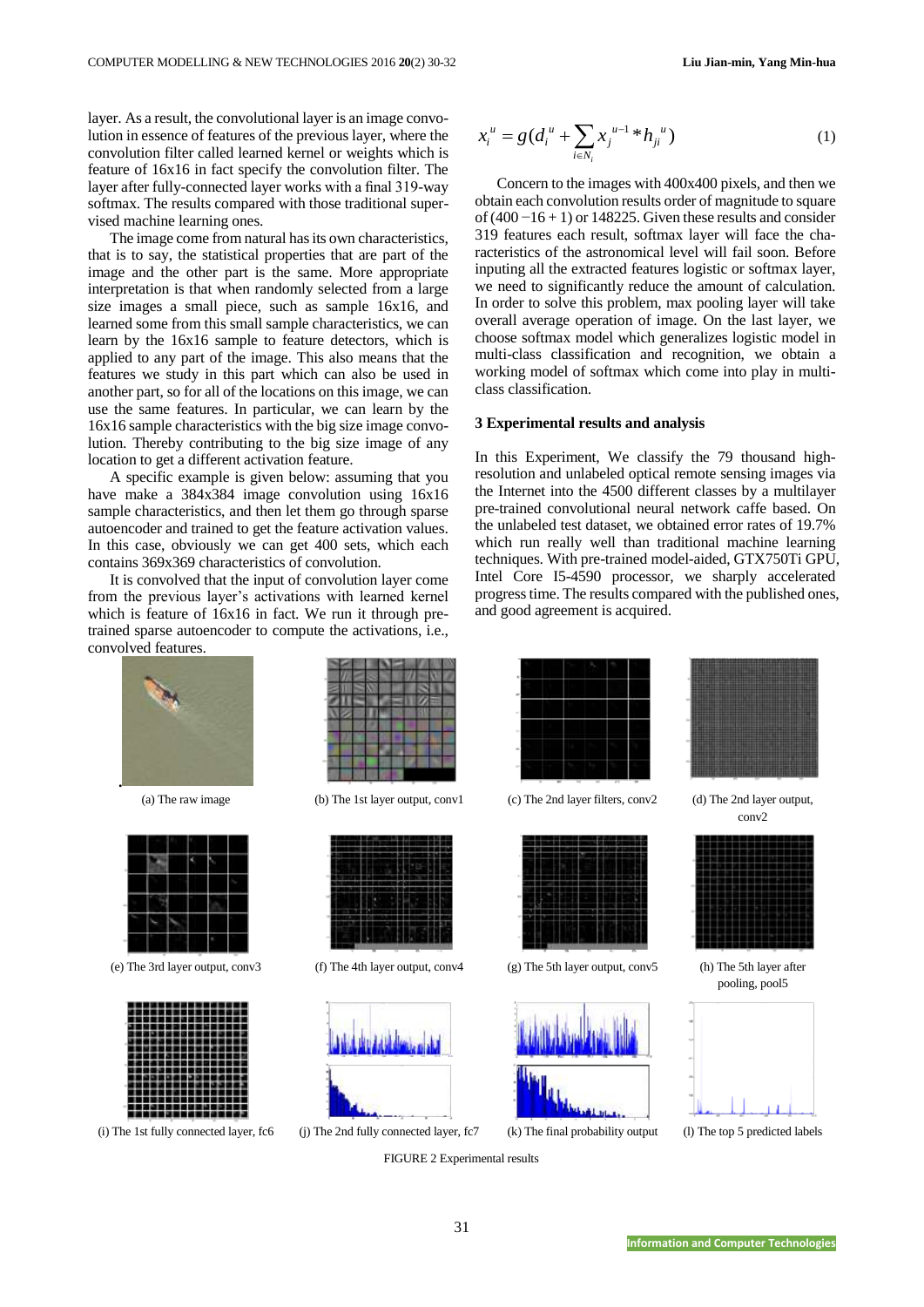layer. As a result, the convolutional layer is an image convolution in essence of features of the previous layer, where the convolution filter called learned kernel or weights which is feature of 16x16 in fact specify the convolution filter. The layer after fully-connected layer works with a final 319-way softmax. The results compared with those traditional supervised machine learning ones.

The image come from natural has its own characteristics, that is to say, the statistical properties that are part of the image and the other part is the same. More appropriate interpretation is that when randomly selected from a large size images a small piece, such as sample 16x16, and learned some from this small sample characteristics, we can learn by the 16x16 sample to feature detectors, which is applied to any part of the image. This also means that the features we study in this part which can also be used in another part, so for all of the locations on this image, we can use the same features. In particular, we can learn by the 16x16 sample characteristics with the big size image convolution. Thereby contributing to the big size image of any location to get a different activation feature.

A specific example is given below: assuming that you have make a 384x384 image convolution using 16x16 sample characteristics, and then let them go through sparse autoencoder and trained to get the feature activation values. In this case, obviously we can get 400 sets, which each contains 369x369 characteristics of convolution.

It is convolved that the input of convolution layer come from the previous layer's activations with learned kernel which is feature of 16x16 in fact. We run it through pre-trained sparse autoencoder to compute the activations, i.e., convolved features.

$$x_i^u = g(d_i^u + \sum_{i \in N_i} x_j^{u-1} * h_{ji}^u) \tag{1}$$

Concern to the images with 400x400 pixels, and then we obtain each convolution results order of magnitude to square of $(400 - 16 + 1)$ or 148225. Given these results and consider 319 features each result, softmax layer will face the characteristics of the astronomical level will fail soon. Before inputing all the extracted features logistic or softmax layer, we need to significantly reduce the amount of calculation. In order to solve this problem, max pooling layer will take overall average operation of image. On the last layer, we choose softmax model which generalizes logistic model in multi-class classification and recognition, we obtain a working model of softmax which come into play in multi-class classification.

## 3 Experimental results and analysis

In this Experiment, We classify the 79 thousand high-resolution and unlabeled optical remote sensing images via the Internet into the 4500 different classes by a multilayer pre-trained convolutional neural network caffe based. On the unlabeled test dataset, we obtained error rates of 19.7% which run really well than traditional machine learning techniques. With pre-trained model-aided, GTX750Ti GPU, Intel Core I5-4590 processor, we sharply accelerated progress time. The results compared with the published ones, and good agreement is acquired.

(a) The raw image

(b) The 1st layer output, conv1

(c) The 2nd layer filters, conv2

(d) The 2nd layer output, conv2

(e) The 3rd layer output, conv3

(f) The 4th layer output, conv4

(g) The 5th layer output, conv5

(h) The 5th layer after pooling, pool5

(i) The 1st fully connected layer, fc6

(j) The 2nd fully connected layer, fc7

(k) The final probability output

(l) The top 5 predicted labels

FIGURE 2 Experimental results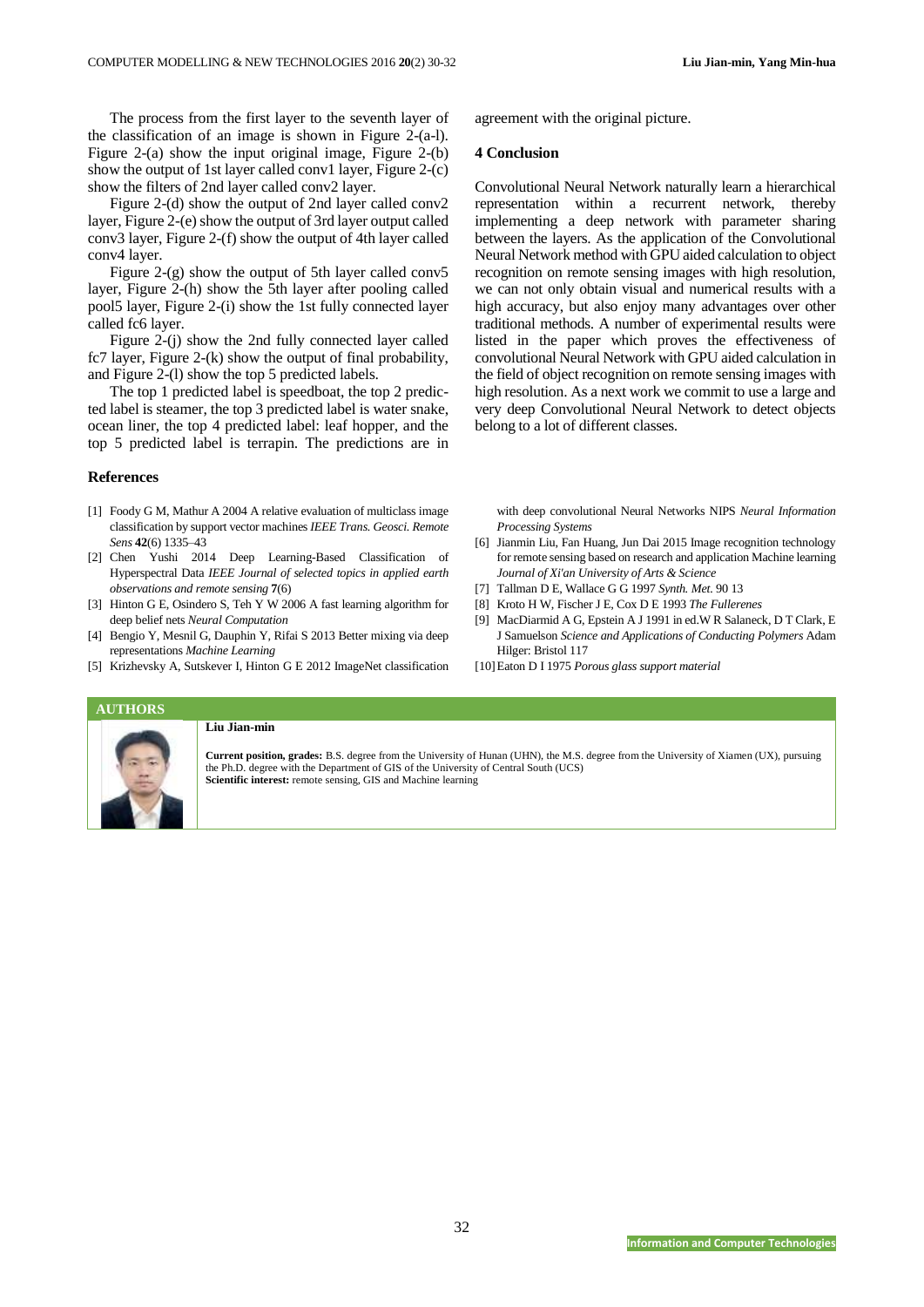The process from the first layer to the seventh layer of the classification of an image is shown in Figure 2-(a-l). Figure 2-(a) show the input original image, Figure 2-(b) show the output of 1st layer called conv1 layer, Figure 2-(c) show the filters of 2nd layer called conv2 layer.

Figure 2-(d) show the output of 2nd layer called conv2 layer, Figure 2-(e) show the output of 3rd layer output called conv3 layer, Figure 2-(f) show the output of 4th layer called conv4 layer.

Figure 2-(g) show the output of 5th layer called conv5 layer, Figure 2-(h) show the 5th layer after pooling called pool5 layer, Figure 2-(i) show the 1st fully connected layer called fc6 layer.

Figure 2-(j) show the 2nd fully connected layer called fc7 layer, Figure 2-(k) show the output of final probability, and Figure 2-(l) show the top 5 predicted labels.

The top 1 predicted label is speedboat, the top 2 predicted label is steamer, the top 3 predicted label is water snake, ocean liner, the top 4 predicted label: leaf hopper, and the top 5 predicted label is terrapin. The predictions are in agreement with the original picture.

## 4 Conclusion

Convolutional Neural Network naturally learn a hierarchical representation within a recurrent network, thereby implementing a deep network with parameter sharing between the layers. As the application of the Convolutional Neural Network method with GPU aided calculation to object recognition on remote sensing images with high resolution, we can not only obtain visual and numerical results with a high accuracy, but also enjoy many advantages over other traditional methods. A number of experimental results were listed in the paper which proves the effectiveness of convolutional Neural Network with GPU aided calculation in the field of object recognition on remote sensing images with high resolution. As a next work we commit to use a large and very deep Convolutional Neural Network to detect objects belong to a lot of different classes.

## References

[1] Foody G M, Mathur A 2004 A relative evaluation of multiclass image classification by support vector machines *IEEE Trans. Geosci. Remote Sens* **42**(6) 1335–43

[2] Chen Yushi 2014 Deep Learning-Based Classification of Hyperspectral Data *IEEE Journal of selected topics in applied earth observations and remote sensing* **7**(6)

[3] Hinton G E, Osindero S, Teh Y W 2006 A fast learning algorithm for deep belief nets *Neural Computation*

[4] Bengio Y, Mesnil G, Dauphin Y, Rifai S 2013 Better mixing via deep representations *Machine Learning*

[5] Krizhevsky A, Sutskever I, Hinton G E 2012 ImageNet classification with deep convolutional Neural Networks NIPS *Neural Information Processing Systems*

[6] Jianmin Liu, Fan Huang, Jun Dai 2015 Image recognition technology for remote sensing based on research and application Machine learning *Journal of Xi'an University of Arts & Science*

[7] Tallman D E, Wallace G G 1997 *Synth. Met.* 90 13

[8] Kroto H W, Fischer J E, Cox D E 1993 *The Fullerenes*

[9] MacDiarmid A G, Epstein A J 1991 in ed.W R Salaneck, D T Clark, E J Samuelson *Science and Applications of Conducting Polymers* Adam Hilger: Bristol 117

[10] Eaton D I 1975 *Porous glass support material*

## AUTHORS

**Liu Jian-min**

**Current position, grades:** B.S. degree from the University of Hunan (UHN), the M.S. degree from the University of Xiamen (UX), pursuing the Ph.D. degree with the Department of GIS of the University of Central South (UCS)
**Scientific interest:** remote sensing, GIS and Machine learning